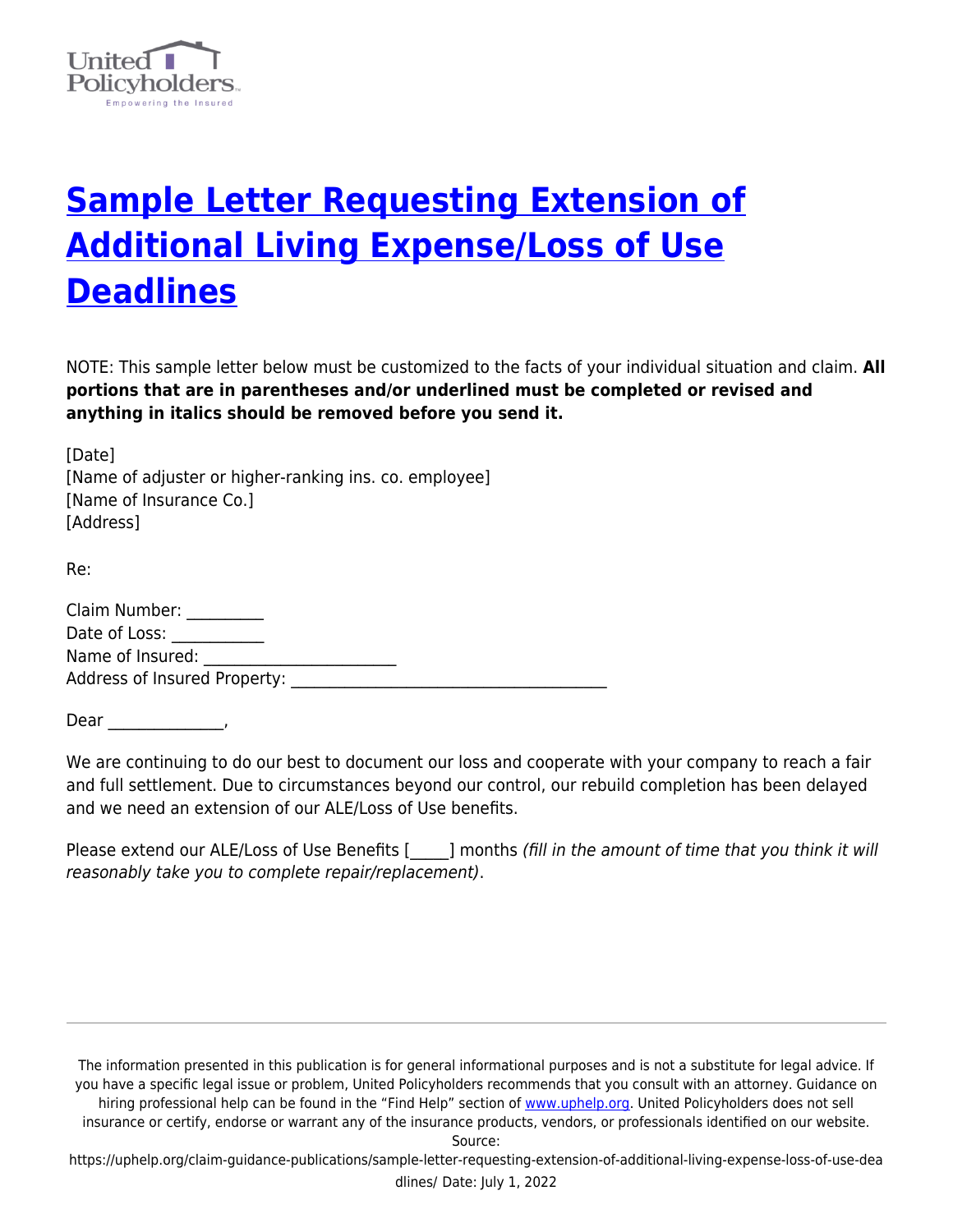# Sample Letter Requesting Extension of Additional Living Expense/Loss of Use Deadlines

NOTE: This sample letter below must be customized to the facts of your individual situation and claim. **All portions that are in parentheses and/or underlined must be completed or revised and anything in italics should be removed before you send it.**

[Date]
[Name of adjuster or higher-ranking ins. co. employee]
[Name of Insurance Co.]
[Address]

Re:

Claim Number: __________
Date of Loss: ___________
Name of Insured: ________________________
Address of Insured Property: _______________________________________

Dear _______________,

We are continuing to do our best to document our loss and cooperate with your company to reach a fair and full settlement. Due to circumstances beyond our control, our rebuild completion has been delayed and we need an extension of our ALE/Loss of Use benefits.

Please extend our ALE/Loss of Use Benefits [_____] months *(fill in the amount of time that you think it will reasonably take you to complete repair/replacement)*.

The information presented in this publication is for general informational purposes and is not a substitute for legal advice. If you have a specific legal issue or problem, United Policyholders recommends that you consult with an attorney. Guidance on hiring professional help can be found in the "Find Help" section of www.uphelp.org. United Policyholders does not sell insurance or certify, endorse or warrant any of the insurance products, vendors, or professionals identified on our website.
Source: https://uphelp.org/claim-guidance-publications/sample-letter-requesting-extension-of-additional-living-expense-loss-of-use-deadlines/ Date: July 1, 2022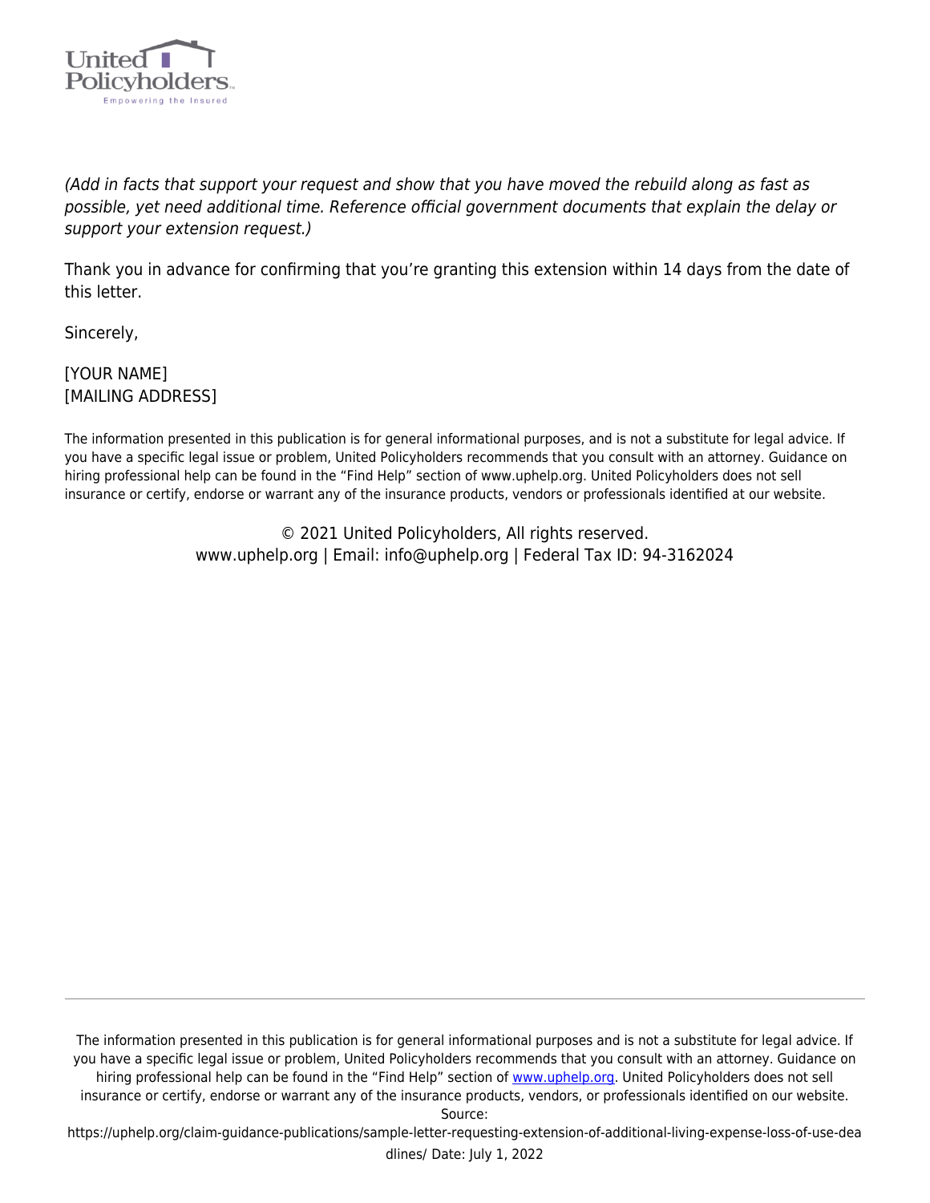*(Add in facts that support your request and show that you have moved the rebuild along as fast as possible, yet need additional time. Reference official government documents that explain the delay or support your extension request.)*

Thank you in advance for confirming that you're granting this extension within 14 days from the date of this letter.

Sincerely,

[YOUR NAME]
[MAILING ADDRESS]

The information presented in this publication is for general informational purposes, and is not a substitute for legal advice. If you have a specific legal issue or problem, United Policyholders recommends that you consult with an attorney. Guidance on hiring professional help can be found in the "Find Help" section of www.uphelp.org. United Policyholders does not sell insurance or certify, endorse or warrant any of the insurance products, vendors or professionals identified at our website.

© 2021 United Policyholders, All rights reserved.
www.uphelp.org | Email: info@uphelp.org | Federal Tax ID: 94-3162024